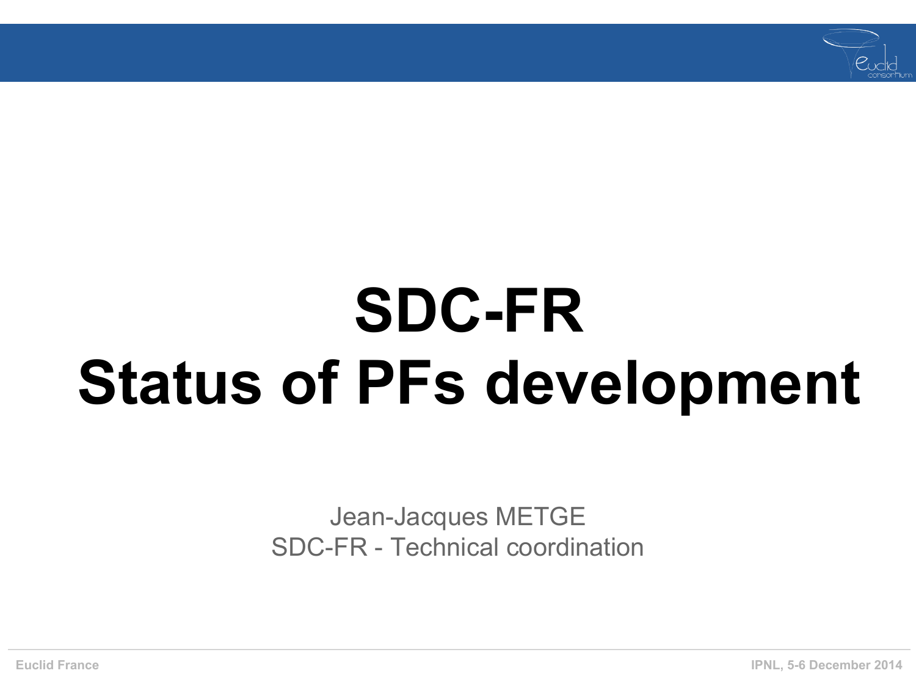# SDC-FR
# Status of PFs development

Jean-Jacques METGE
SDC-FR - Technical coordination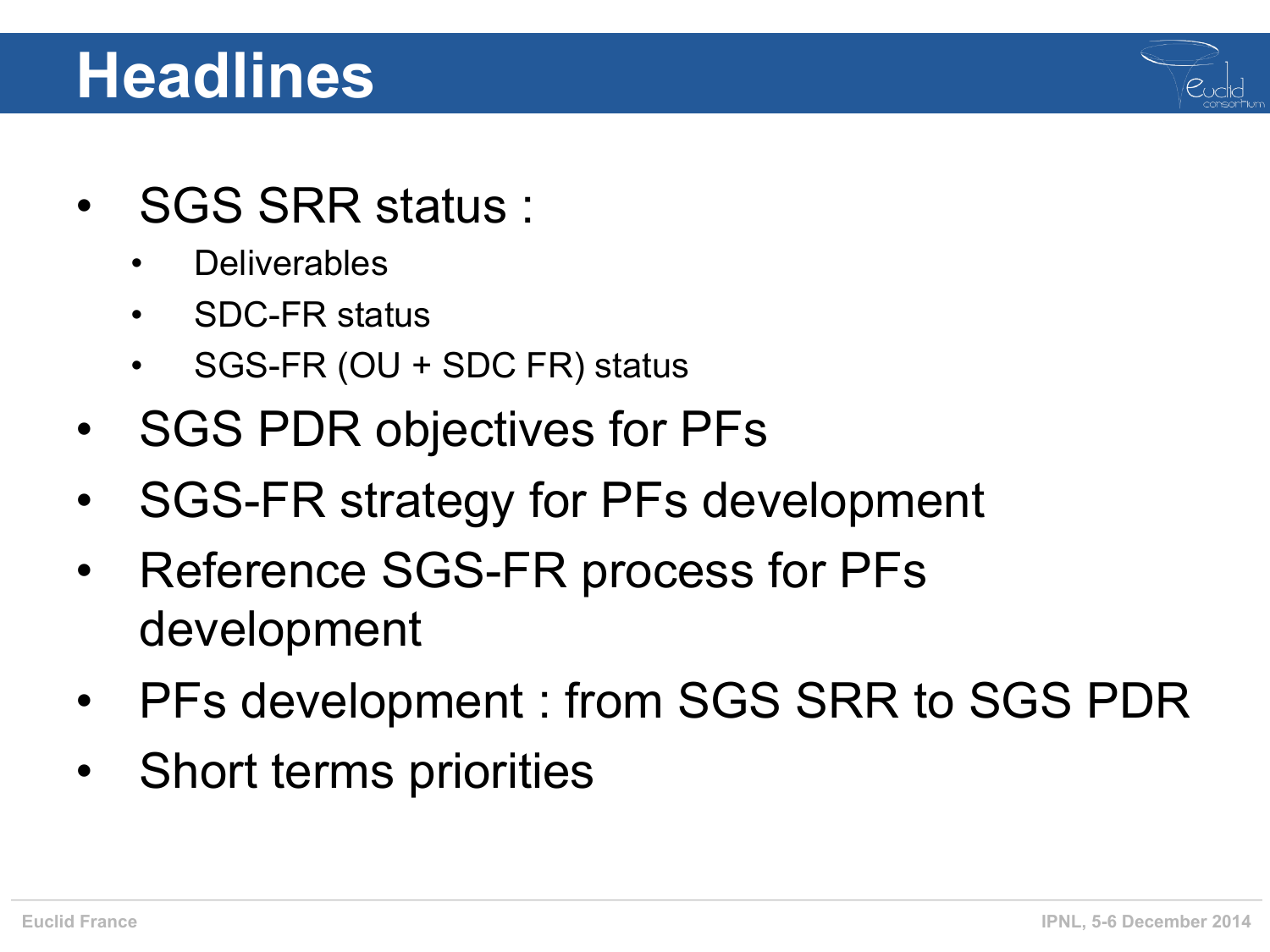# Headlines

- SGS SRR status :
  - Deliverables
  - SDC-FR status
  - SGS-FR (OU + SDC FR) status
- SGS PDR objectives for PFs
- SGS-FR strategy for PFs development
- Reference SGS-FR process for PFs development
- PFs development : from SGS SRR to SGS PDR
- Short terms priorities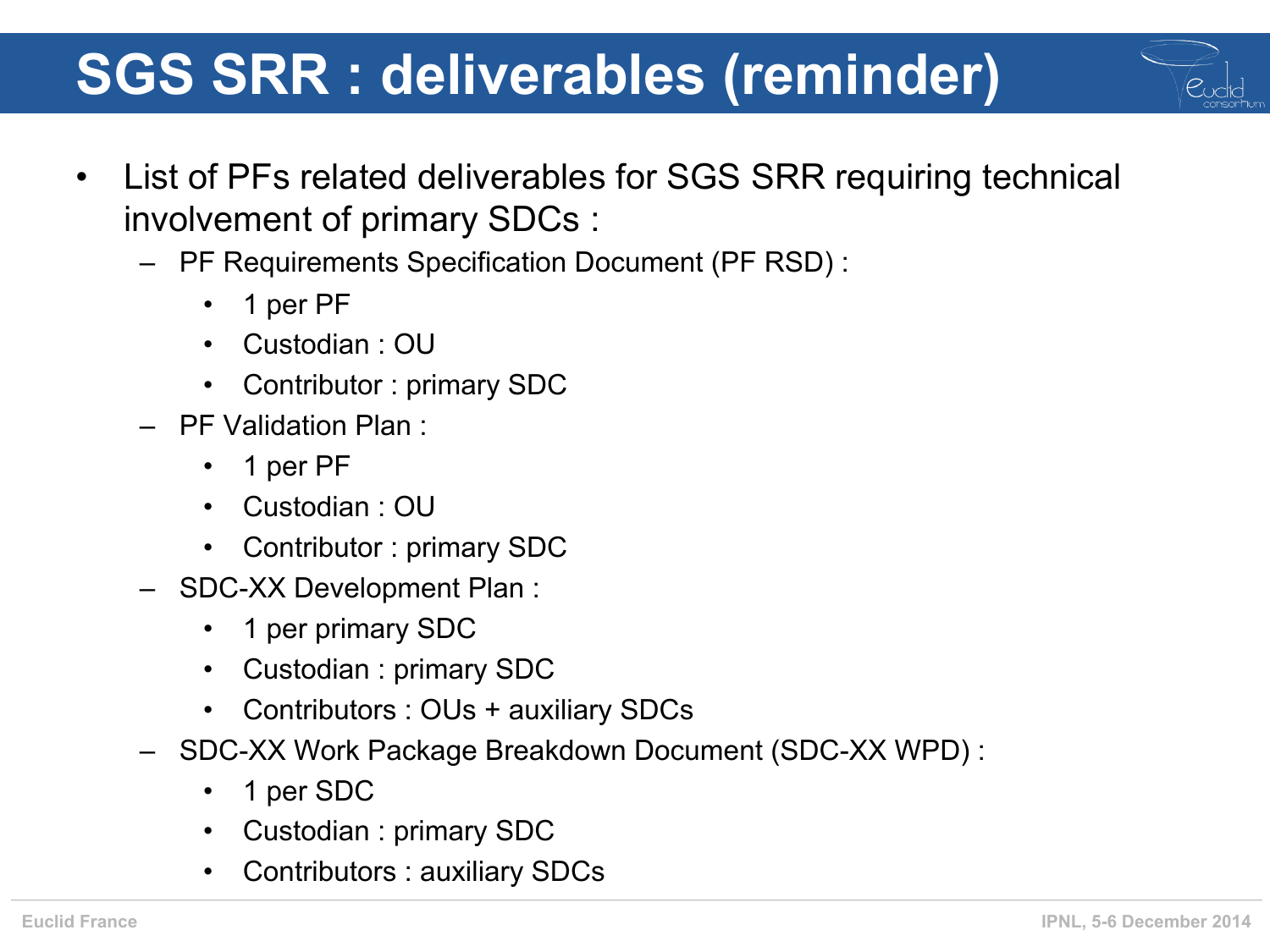# SGS SRR : deliverables (reminder)

- List of PFs related deliverables for SGS SRR requiring technical involvement of primary SDCs :
  - PF Requirements Specification Document (PF RSD) :
    - 1 per PF
    - Custodian : OU
    - Contributor : primary SDC
  - PF Validation Plan :
    - 1 per PF
    - Custodian : OU
    - Contributor : primary SDC
  - SDC-XX Development Plan :
    - 1 per primary SDC
    - Custodian : primary SDC
    - Contributors : OUs + auxiliary SDCs
  - SDC-XX Work Package Breakdown Document (SDC-XX WPD) :
    - 1 per SDC
    - Custodian : primary SDC
    - Contributors : auxiliary SDCs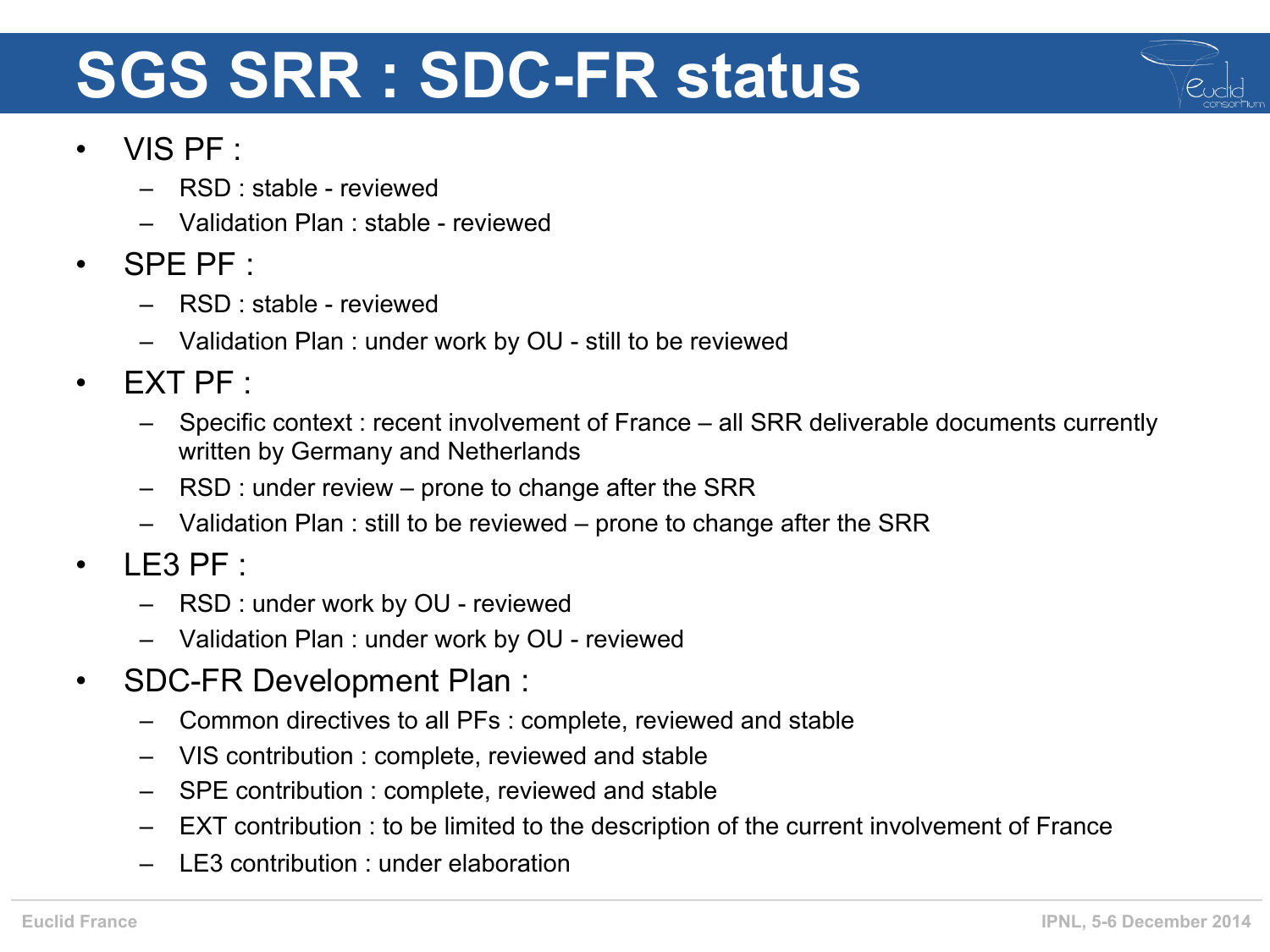# SGS SRR : SDC-FR status

- VIS PF :
  - RSD : stable - reviewed
  - Validation Plan : stable - reviewed
- SPE PF :
  - RSD : stable - reviewed
  - Validation Plan : under work by OU - still to be reviewed
- EXT PF :
  - Specific context : recent involvement of France – all SRR deliverable documents currently written by Germany and Netherlands
  - RSD : under review – prone to change after the SRR
  - Validation Plan : still to be reviewed – prone to change after the SRR
- LE3 PF :
  - RSD : under work by OU - reviewed
  - Validation Plan : under work by OU - reviewed
- SDC-FR Development Plan :
  - Common directives to all PFs : complete, reviewed and stable
  - VIS contribution : complete, reviewed and stable
  - SPE contribution : complete, reviewed and stable
  - EXT contribution : to be limited to the description of the current involvement of France
  - LE3 contribution : under elaboration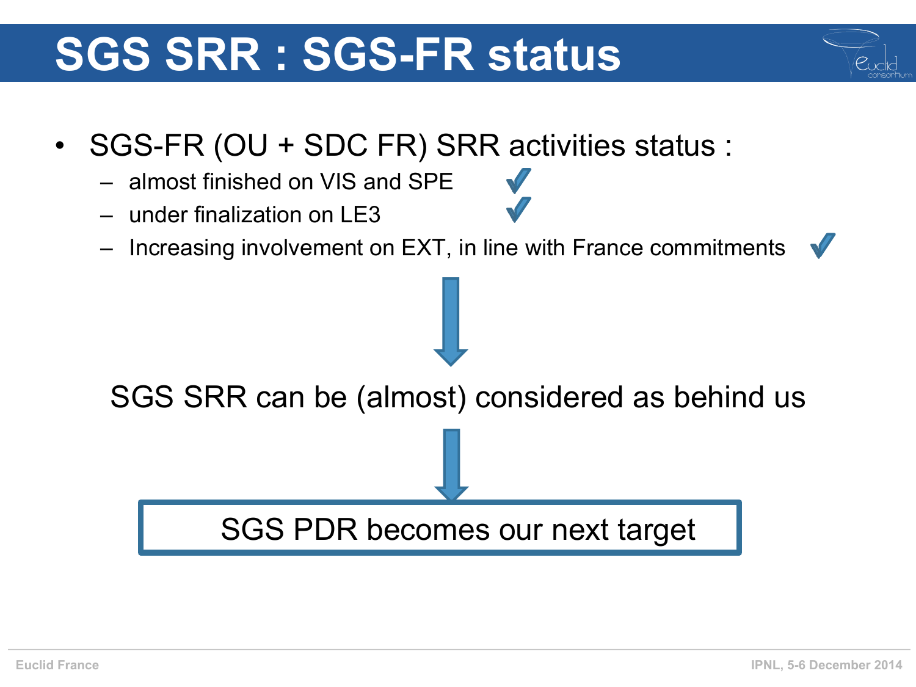# SGS SRR : SGS-FR status

- SGS-FR (OU + SDC FR) SRR activities status :
  - almost finished on VIS and SPE ✓
  - under finalization on LE3 ✓
  - Increasing involvement on EXT, in line with France commitments ✓

SGS SRR can be (almost) considered as behind us

**SGS PDR becomes our next target**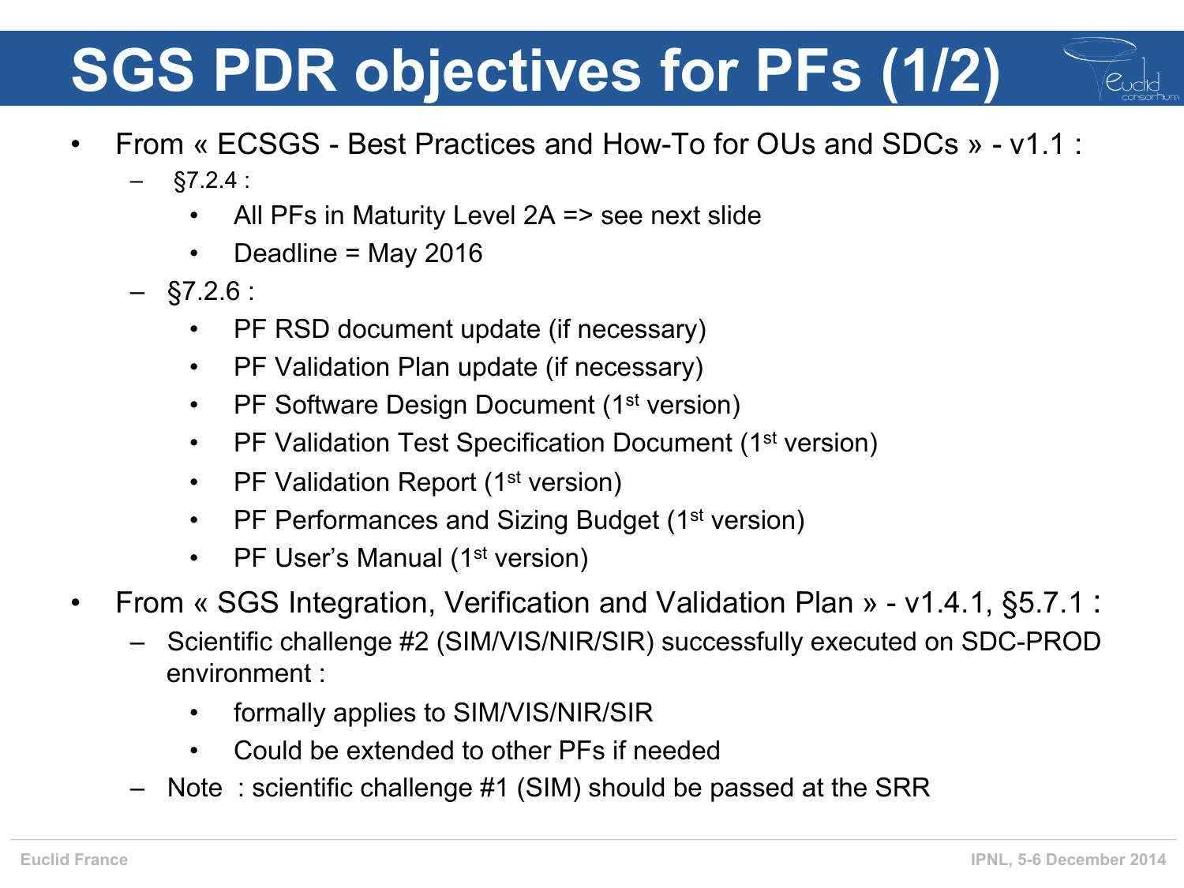# SGS PDR objectives for PFs (1/2)

- From « ECSGS - Best Practices and How-To for OUs and SDCs » - v1.1 :
  - §7.2.4 :
    - All PFs in Maturity Level 2A => see next slide
    - Deadline = May 2016
  - §7.2.6 :
    - PF RSD document update (if necessary)
    - PF Validation Plan update (if necessary)
    - PF Software Design Document (1st version)
    - PF Validation Test Specification Document (1st version)
    - PF Validation Report (1st version)
    - PF Performances and Sizing Budget (1st version)
    - PF User's Manual (1st version)
- From « SGS Integration, Verification and Validation Plan » - v1.4.1, §5.7.1 :
  - Scientific challenge #2 (SIM/VIS/NIR/SIR) successfully executed on SDC-PROD environment :
    - formally applies to SIM/VIS/NIR/SIR
    - Could be extended to other PFs if needed
  - Note : scientific challenge #1 (SIM) should be passed at the SRR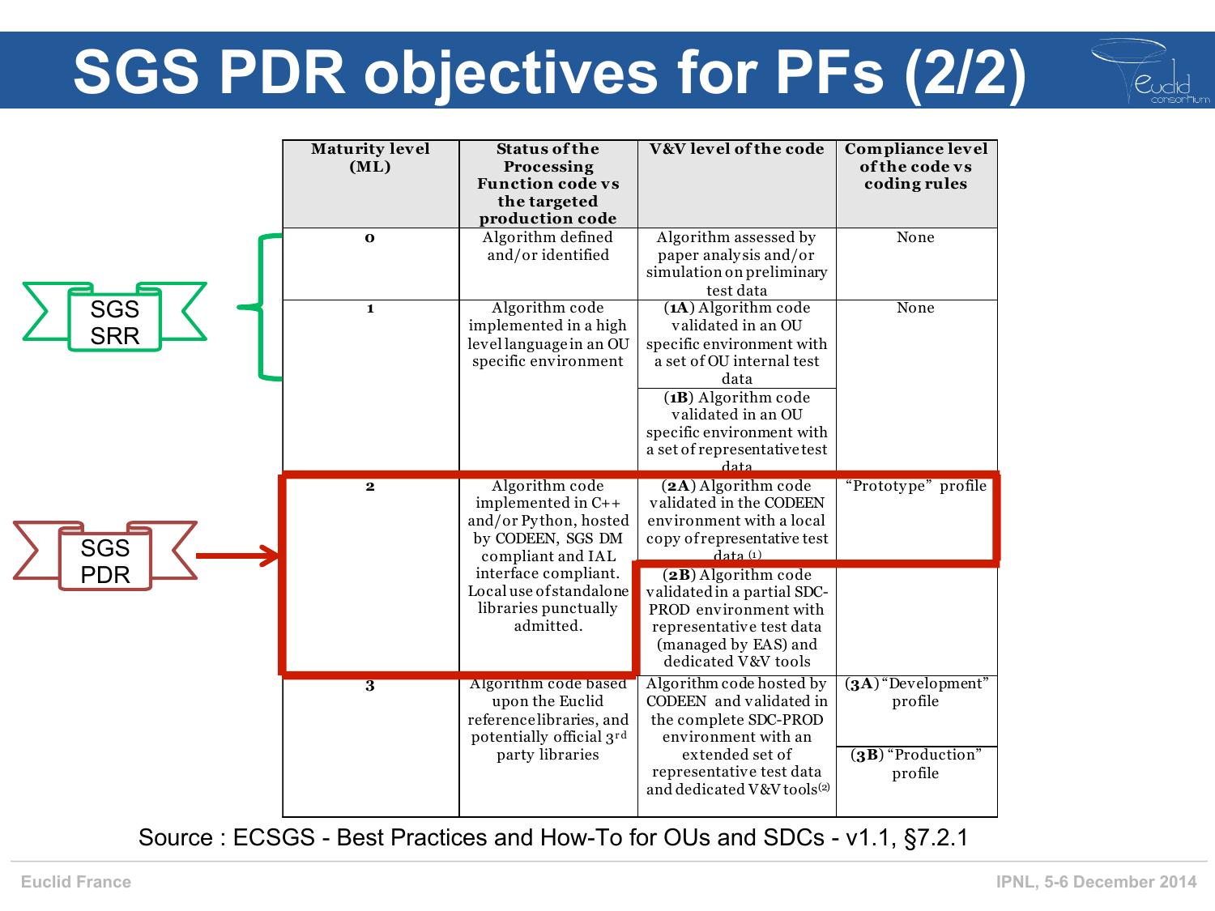# SGS PDR objectives for PFs (2/2)

SGS SRR

SGS PDR

| Maturity level (ML) | Status of the Processing Function code vs the targeted production code | V&V level of the code | Compliance level of the code vs coding rules |
|---|---|---|---|
| **0** | Algorithm defined and/or identified | Algorithm assessed by paper analysis and/or simulation on preliminary test data | None |
| **1** | Algorithm code implemented in a high level language in an OU specific environment | (**1A**) Algorithm code validated in an OU specific environment with a set of OU internal test data | None |
| | | (**1B**) Algorithm code validated in an OU specific environment with a set of representative test data | |
| **2** | Algorithm code implemented in C++ and/or Python, hosted by CODEEN, SGS DM compliant and IAL interface compliant. Local use of standalone libraries punctually admitted. | (**2A**) Algorithm code validated in the CODEEN environment with a local copy of representative test data [(1)] | "Prototype" profile |
| | | (**2B**) Algorithm code validated in a partial SDC-PROD environment with representative test data (managed by EAS) and dedicated V&V tools | |
| **3** | Algorithm code based upon the Euclid reference libraries, and potentially official 3[rd] party libraries | Algorithm code hosted by CODEEN and validated in the complete SDC-PROD environment with an extended set of representative test data and dedicated V&V tools [(2)] | (**3A**) "Development" profile |
| | | | (**3B**) "Production" profile |

Source : ECSGS - Best Practices and How-To for OUs and SDCs - v1.1, §7.2.1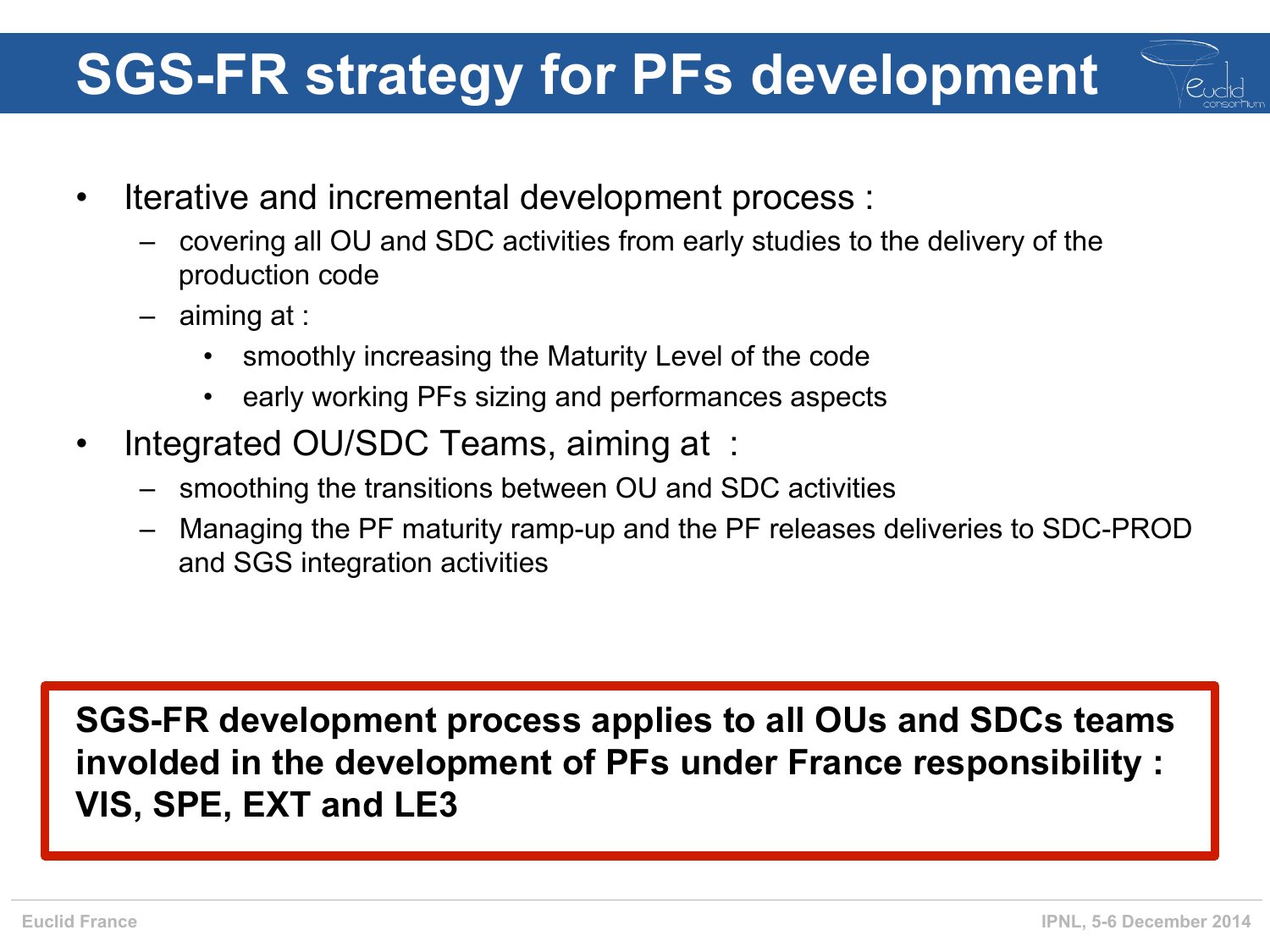# SGS-FR strategy for PFs development

- Iterative and incremental development process :
  - covering all OU and SDC activities from early studies to the delivery of the production code
  - aiming at :
    - smoothly increasing the Maturity Level of the code
    - early working PFs sizing and performances aspects
- Integrated OU/SDC Teams, aiming at :
  - smoothing the transitions between OU and SDC activities
  - Managing the PF maturity ramp-up and the PF releases deliveries to SDC-PROD and SGS integration activities

**SGS-FR development process applies to all OUs and SDCs teams involded in the development of PFs under France responsibility : VIS, SPE, EXT and LE3**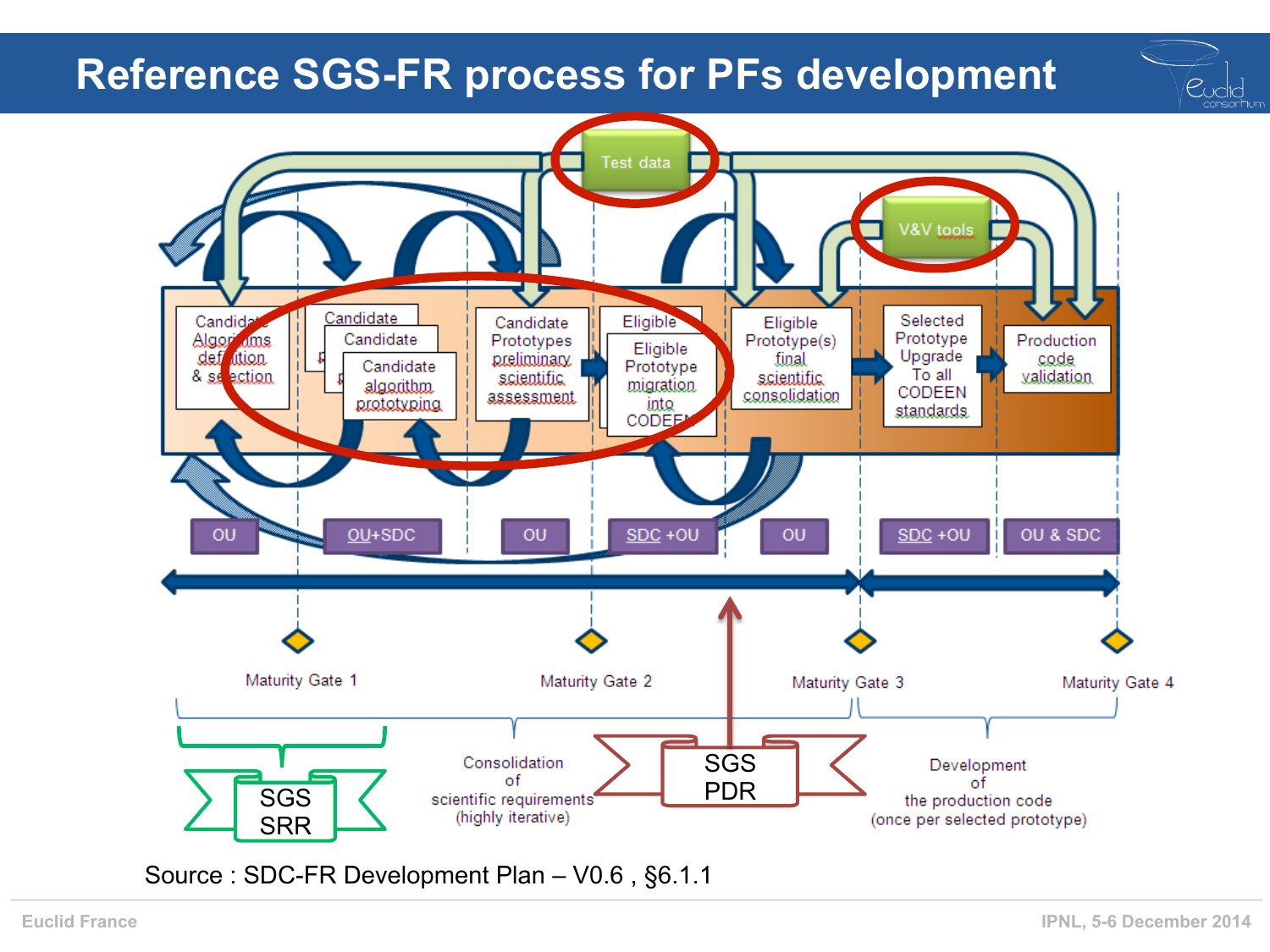# Reference SGS-FR process for PFs development

Test data

V&V tools

Candidate Algorithms definition & selection

Candidate

Candidate

Candidate algorithm prototyping

Candidate Prototypes preliminary scientific assessment

Eligible

Eligible Prototype migration into CODEEN

Eligible Prototype(s) final scientific consolidation

Selected Prototype Upgrade To all CODEEN standards

Production code validation

OU

OU+SDC

OU

SDC +OU

OU

SDC +OU

OU & SDC

Maturity Gate 1

Maturity Gate 2

Maturity Gate 3

Maturity Gate 4

SGS SRR

Consolidation of scientific requirements (highly iterative)

SGS PDR

Development of the production code (once per selected prototype)

Source : SDC-FR Development Plan – V0.6 , §6.1.1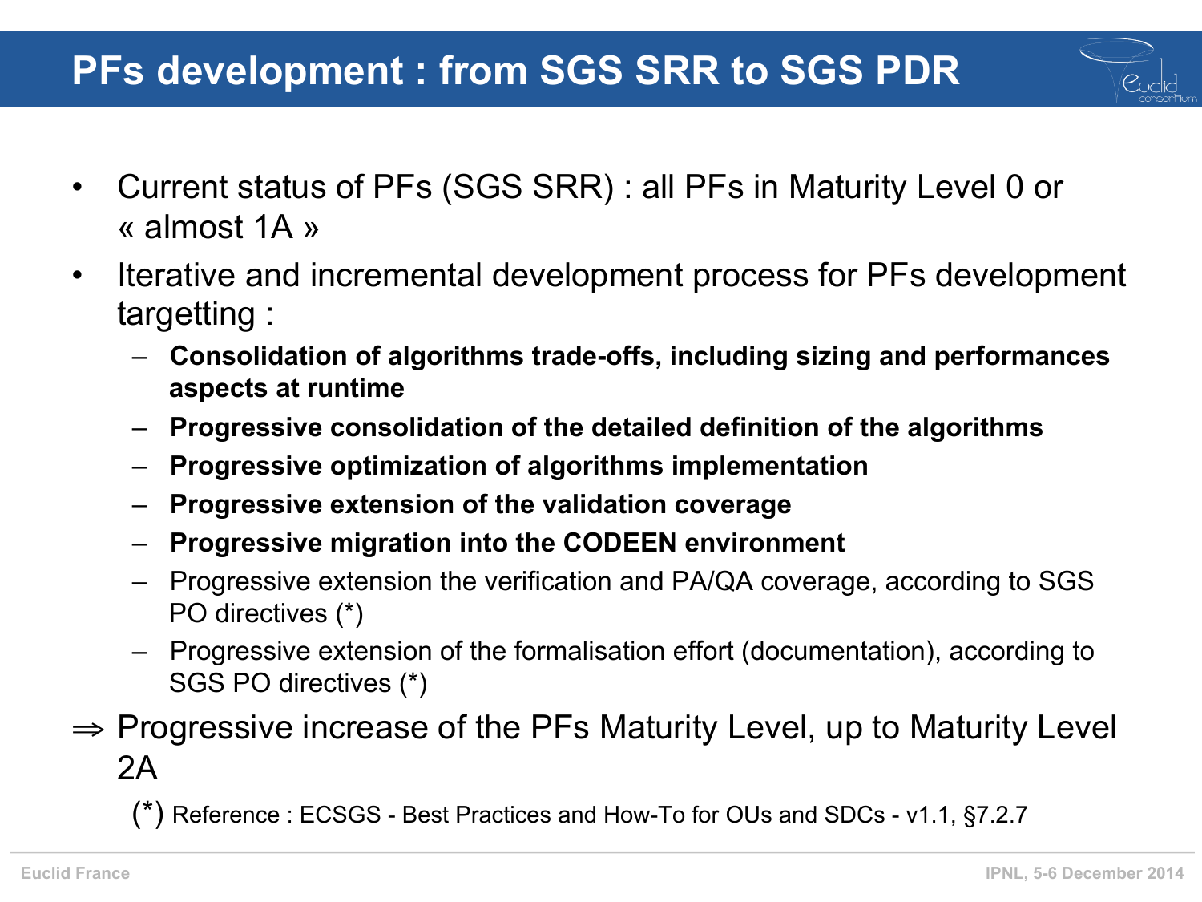# PFs development : from SGS SRR to SGS PDR

- Current status of PFs (SGS SRR) : all PFs in Maturity Level 0 or « almost 1A »
- Iterative and incremental development process for PFs development targetting :
  - **Consolidation of algorithms trade-offs, including sizing and performances aspects at runtime**
  - **Progressive consolidation of the detailed definition of the algorithms**
  - **Progressive optimization of algorithms implementation**
  - **Progressive extension of the validation coverage**
  - **Progressive migration into the CODEEN environment**
  - Progressive extension the verification and PA/QA coverage, according to SGS PO directives (*)
  - Progressive extension of the formalisation effort (documentation), according to SGS PO directives (*)

⇒ Progressive increase of the PFs Maturity Level, up to Maturity Level 2A

(*) Reference : ECSGS - Best Practices and How-To for OUs and SDCs - v1.1, §7.2.7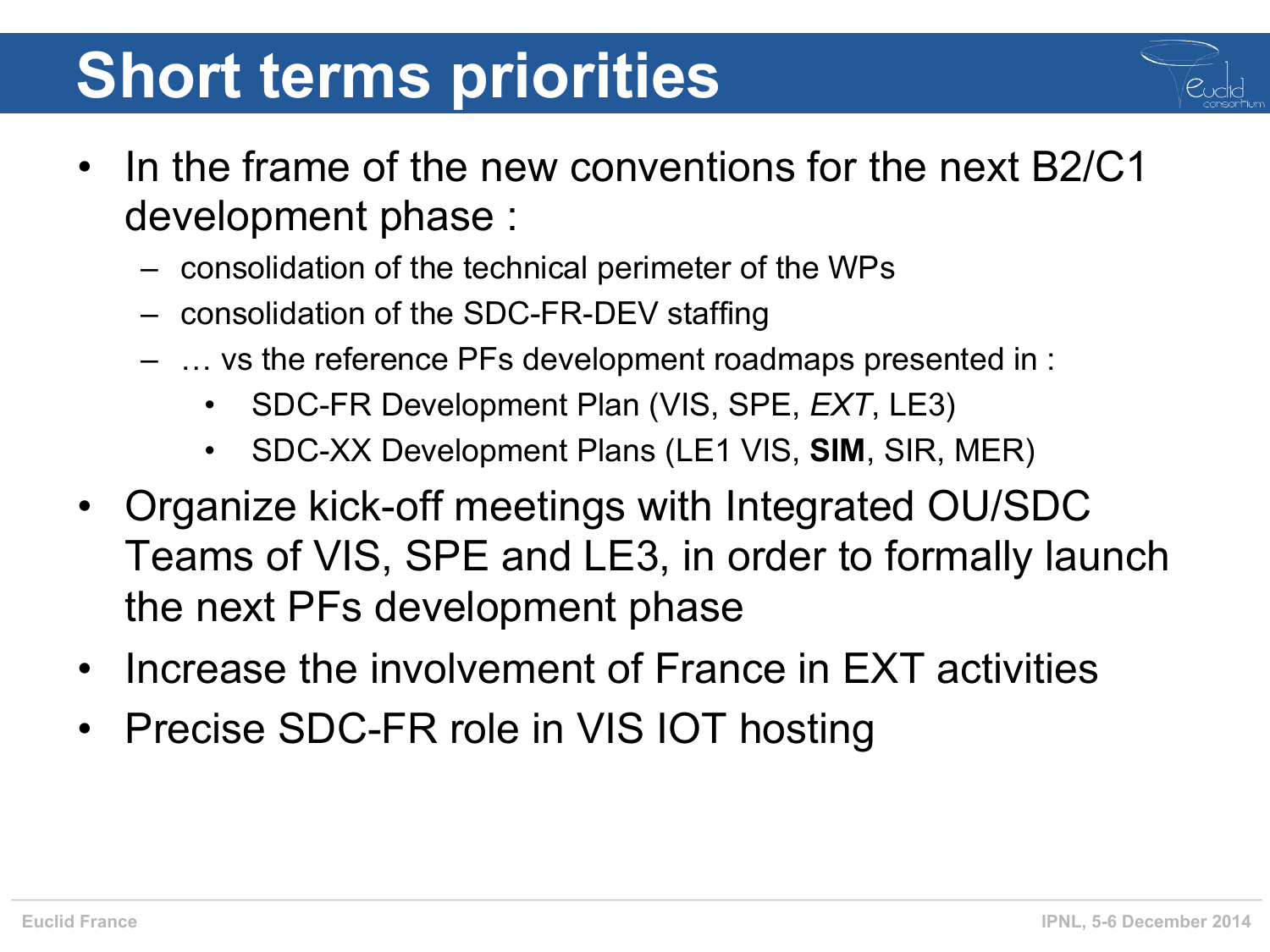# Short terms priorities

- In the frame of the new conventions for the next B2/C1 development phase :
  - consolidation of the technical perimeter of the WPs
  - consolidation of the SDC-FR-DEV staffing
  - … vs the reference PFs development roadmaps presented in :
    - SDC-FR Development Plan (VIS, SPE, *EXT*, LE3)
    - SDC-XX Development Plans (LE1 VIS, **SIM**, SIR, MER)
- Organize kick-off meetings with Integrated OU/SDC Teams of VIS, SPE and LE3, in order to formally launch the next PFs development phase
- Increase the involvement of France in EXT activities
- Precise SDC-FR role in VIS IOT hosting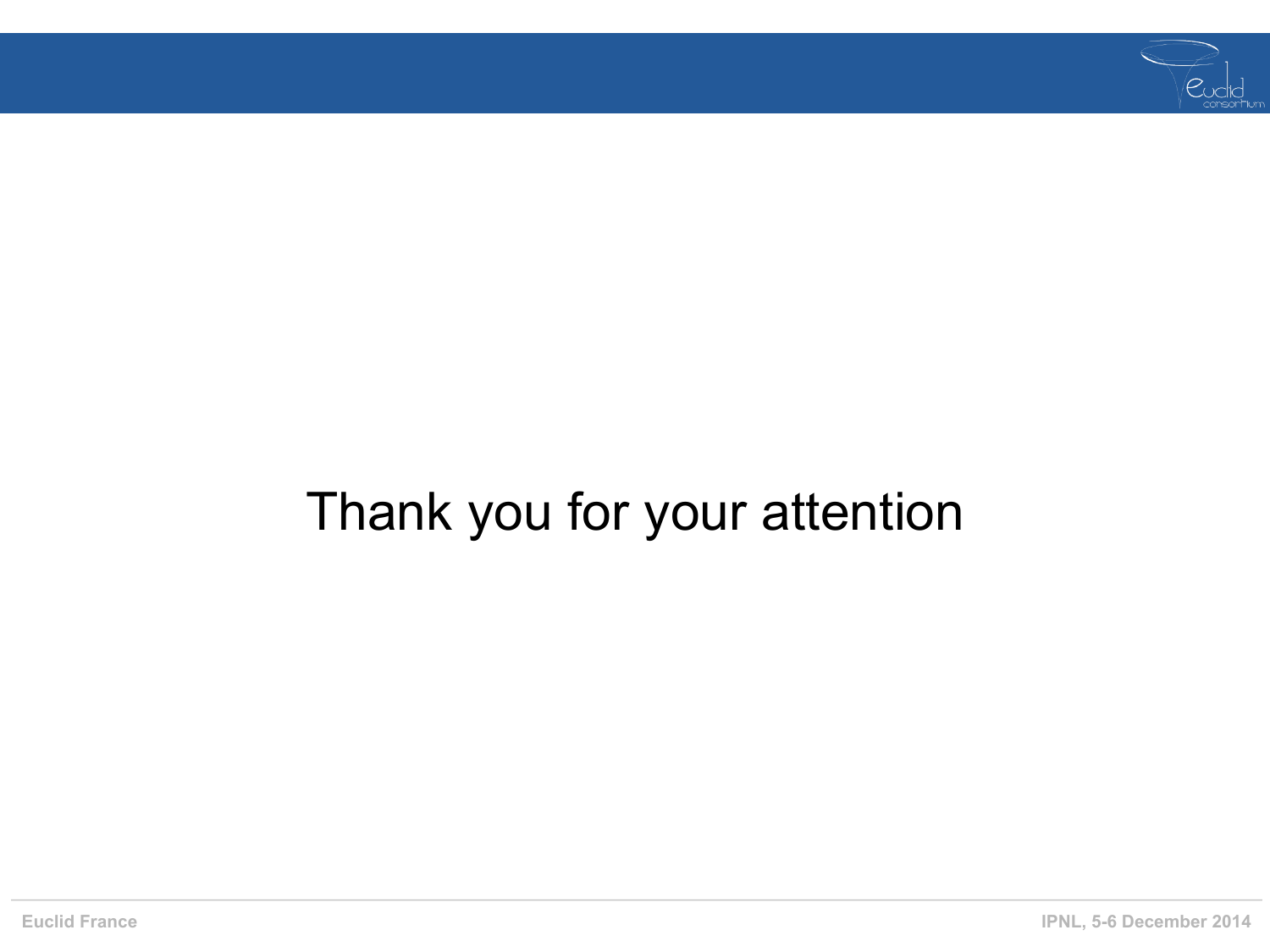Thank you for your attention